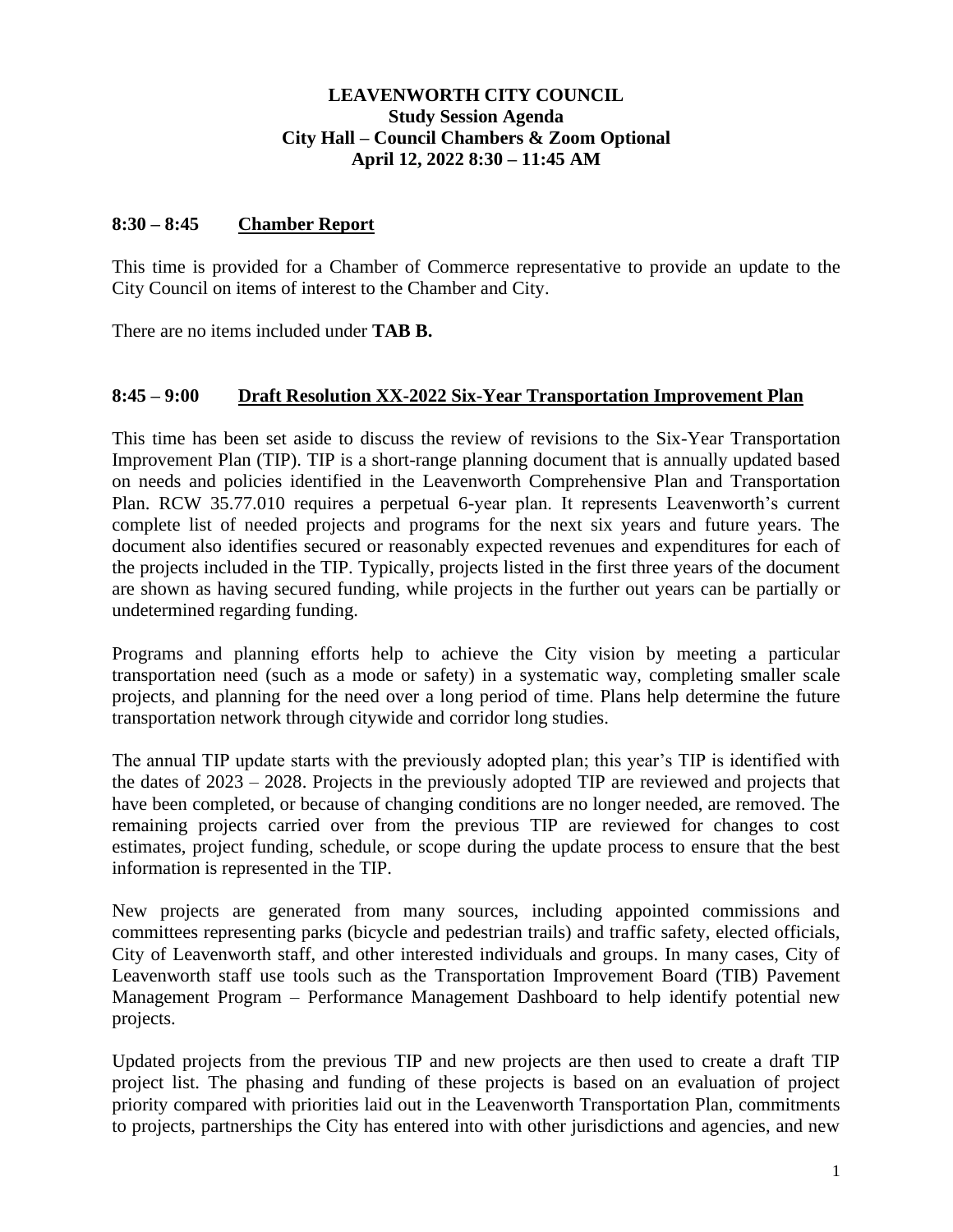**LEAVENWORTH CITY COUNCIL**
**Study Session Agenda**
**City Hall – Council Chambers & Zoom Optional**
**April 12, 2022 8:30 – 11:45 AM**

**8:30 – 8:45 Chamber Report**

This time is provided for a Chamber of Commerce representative to provide an update to the City Council on items of interest to the Chamber and City.

There are no items included under **TAB B.**

**8:45 – 9:00 Draft Resolution XX-2022 Six-Year Transportation Improvement Plan**

This time has been set aside to discuss the review of revisions to the Six-Year Transportation Improvement Plan (TIP). TIP is a short-range planning document that is annually updated based on needs and policies identified in the Leavenworth Comprehensive Plan and Transportation Plan. RCW 35.77.010 requires a perpetual 6-year plan. It represents Leavenworth's current complete list of needed projects and programs for the next six years and future years. The document also identifies secured or reasonably expected revenues and expenditures for each of the projects included in the TIP. Typically, projects listed in the first three years of the document are shown as having secured funding, while projects in the further out years can be partially or undetermined regarding funding.

Programs and planning efforts help to achieve the City vision by meeting a particular transportation need (such as a mode or safety) in a systematic way, completing smaller scale projects, and planning for the need over a long period of time. Plans help determine the future transportation network through citywide and corridor long studies.

The annual TIP update starts with the previously adopted plan; this year's TIP is identified with the dates of 2023 – 2028. Projects in the previously adopted TIP are reviewed and projects that have been completed, or because of changing conditions are no longer needed, are removed. The remaining projects carried over from the previous TIP are reviewed for changes to cost estimates, project funding, schedule, or scope during the update process to ensure that the best information is represented in the TIP.

New projects are generated from many sources, including appointed commissions and committees representing parks (bicycle and pedestrian trails) and traffic safety, elected officials, City of Leavenworth staff, and other interested individuals and groups. In many cases, City of Leavenworth staff use tools such as the Transportation Improvement Board (TIB) Pavement Management Program – Performance Management Dashboard to help identify potential new projects.

Updated projects from the previous TIP and new projects are then used to create a draft TIP project list. The phasing and funding of these projects is based on an evaluation of project priority compared with priorities laid out in the Leavenworth Transportation Plan, commitments to projects, partnerships the City has entered into with other jurisdictions and agencies, and new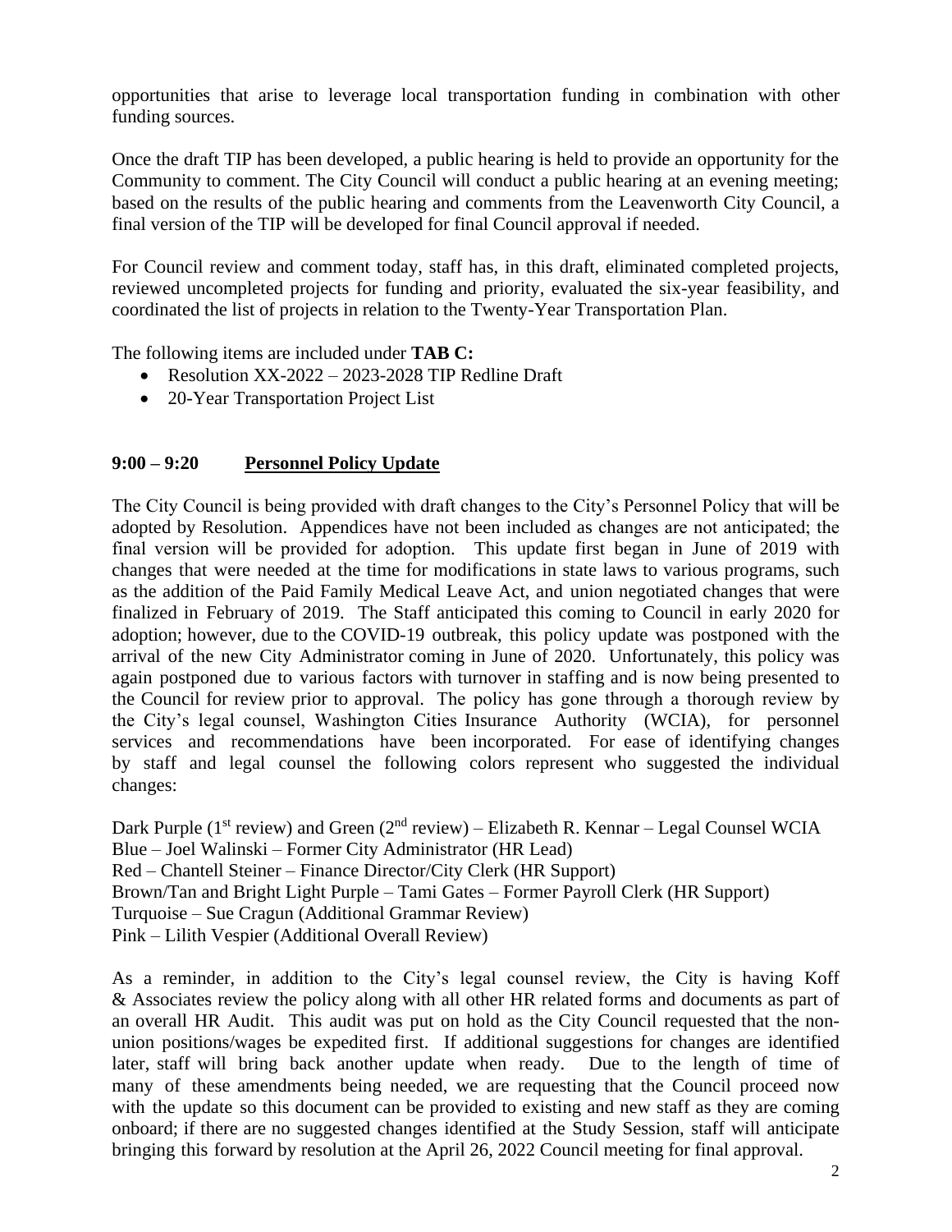opportunities that arise to leverage local transportation funding in combination with other funding sources.

Once the draft TIP has been developed, a public hearing is held to provide an opportunity for the Community to comment. The City Council will conduct a public hearing at an evening meeting; based on the results of the public hearing and comments from the Leavenworth City Council, a final version of the TIP will be developed for final Council approval if needed.

For Council review and comment today, staff has, in this draft, eliminated completed projects, reviewed uncompleted projects for funding and priority, evaluated the six-year feasibility, and coordinated the list of projects in relation to the Twenty-Year Transportation Plan.

The following items are included under **TAB C:**

- Resolution XX-2022 – 2023-2028 TIP Redline Draft
- 20-Year Transportation Project List

## 9:00 – 9:20 Personnel Policy Update

The City Council is being provided with draft changes to the City's Personnel Policy that will be adopted by Resolution. Appendices have not been included as changes are not anticipated; the final version will be provided for adoption. This update first began in June of 2019 with changes that were needed at the time for modifications in state laws to various programs, such as the addition of the Paid Family Medical Leave Act, and union negotiated changes that were finalized in February of 2019. The Staff anticipated this coming to Council in early 2020 for adoption; however, due to the COVID-19 outbreak, this policy update was postponed with the arrival of the new City Administrator coming in June of 2020. Unfortunately, this policy was again postponed due to various factors with turnover in staffing and is now being presented to the Council for review prior to approval. The policy has gone through a thorough review by the City's legal counsel, Washington Cities Insurance Authority (WCIA), for personnel services and recommendations have been incorporated. For ease of identifying changes by staff and legal counsel the following colors represent who suggested the individual changes:

Dark Purple (1st review) and Green (2nd review) – Elizabeth R. Kennar – Legal Counsel WCIA
Blue – Joel Walinski – Former City Administrator (HR Lead)
Red – Chantell Steiner – Finance Director/City Clerk (HR Support)
Brown/Tan and Bright Light Purple – Tami Gates – Former Payroll Clerk (HR Support)
Turquoise – Sue Cragun (Additional Grammar Review)
Pink – Lilith Vespier (Additional Overall Review)

As a reminder, in addition to the City's legal counsel review, the City is having Koff & Associates review the policy along with all other HR related forms and documents as part of an overall HR Audit. This audit was put on hold as the City Council requested that the non-union positions/wages be expedited first. If additional suggestions for changes are identified later, staff will bring back another update when ready. Due to the length of time of many of these amendments being needed, we are requesting that the Council proceed now with the update so this document can be provided to existing and new staff as they are coming onboard; if there are no suggested changes identified at the Study Session, staff will anticipate bringing this forward by resolution at the April 26, 2022 Council meeting for final approval.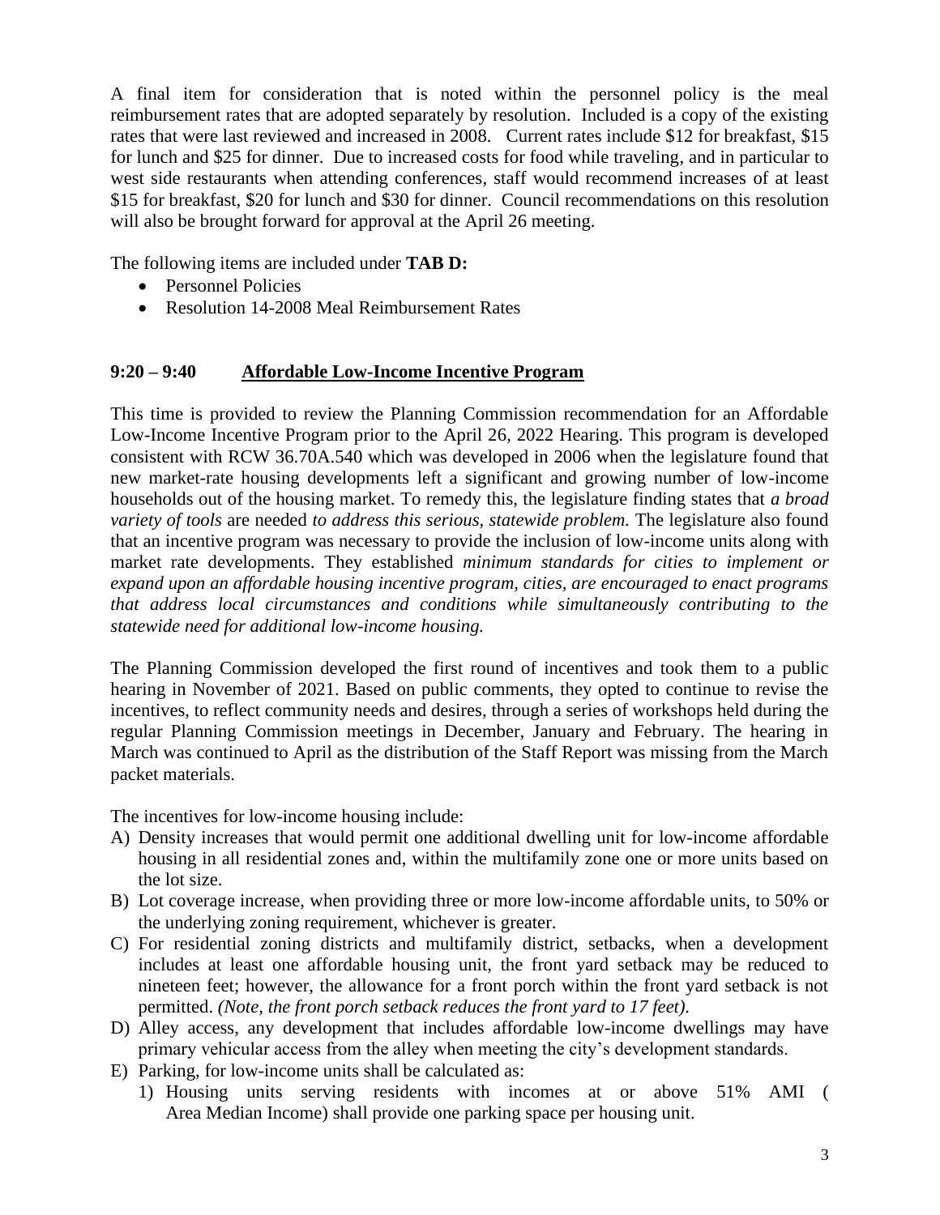A final item for consideration that is noted within the personnel policy is the meal reimbursement rates that are adopted separately by resolution. Included is a copy of the existing rates that were last reviewed and increased in 2008. Current rates include $12 for breakfast, $15 for lunch and $25 for dinner. Due to increased costs for food while traveling, and in particular to west side restaurants when attending conferences, staff would recommend increases of at least $15 for breakfast, $20 for lunch and $30 for dinner. Council recommendations on this resolution will also be brought forward for approval at the April 26 meeting.

The following items are included under **TAB D:**

- Personnel Policies
- Resolution 14-2008 Meal Reimbursement Rates

**9:20 – 9:40** **Affordable Low-Income Incentive Program**

This time is provided to review the Planning Commission recommendation for an Affordable Low-Income Incentive Program prior to the April 26, 2022 Hearing. This program is developed consistent with RCW 36.70A.540 which was developed in 2006 when the legislature found that new market-rate housing developments left a significant and growing number of low-income households out of the housing market. To remedy this, the legislature finding states that *a broad variety of tools* are needed *to address this serious, statewide problem.* The legislature also found that an incentive program was necessary to provide the inclusion of low-income units along with market rate developments. They established *minimum standards for cities to implement or expand upon an affordable housing incentive program, cities, are encouraged to enact programs that address local circumstances and conditions while simultaneously contributing to the statewide need for additional low-income housing.*

The Planning Commission developed the first round of incentives and took them to a public hearing in November of 2021. Based on public comments, they opted to continue to revise the incentives, to reflect community needs and desires, through a series of workshops held during the regular Planning Commission meetings in December, January and February. The hearing in March was continued to April as the distribution of the Staff Report was missing from the March packet materials.

The incentives for low-income housing include:

A) Density increases that would permit one additional dwelling unit for low-income affordable housing in all residential zones and, within the multifamily zone one or more units based on the lot size.
B) Lot coverage increase, when providing three or more low-income affordable units, to 50% or the underlying zoning requirement, whichever is greater.
C) For residential zoning districts and multifamily district, setbacks, when a development includes at least one affordable housing unit, the front yard setback may be reduced to nineteen feet; however, the allowance for a front porch within the front yard setback is not permitted. *(Note, the front porch setback reduces the front yard to 17 feet).*
D) Alley access, any development that includes affordable low-income dwellings may have primary vehicular access from the alley when meeting the city's development standards.
E) Parking, for low-income units shall be calculated as:
   1) Housing units serving residents with incomes at or above 51% AMI ( Area Median Income) shall provide one parking space per housing unit.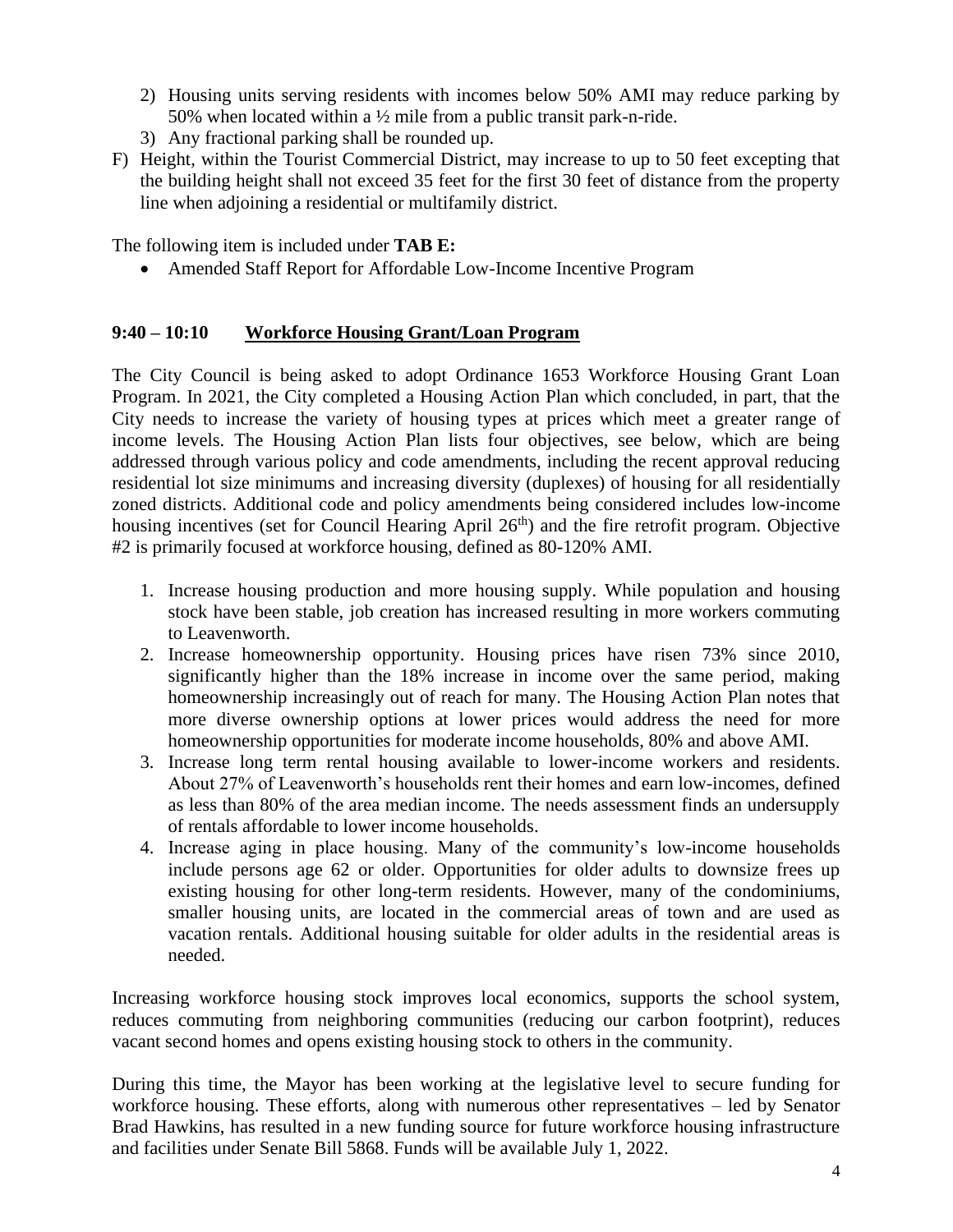2) Housing units serving residents with incomes below 50% AMI may reduce parking by 50% when located within a ½ mile from a public transit park-n-ride.
3) Any fractional parking shall be rounded up.

F) Height, within the Tourist Commercial District, may increase to up to 50 feet excepting that the building height shall not exceed 35 feet for the first 30 feet of distance from the property line when adjoining a residential or multifamily district.

The following item is included under **TAB E:**

- Amended Staff Report for Affordable Low-Income Incentive Program

### 9:40 – 10:10 Workforce Housing Grant/Loan Program

The City Council is being asked to adopt Ordinance 1653 Workforce Housing Grant Loan Program. In 2021, the City completed a Housing Action Plan which concluded, in part, that the City needs to increase the variety of housing types at prices which meet a greater range of income levels. The Housing Action Plan lists four objectives, see below, which are being addressed through various policy and code amendments, including the recent approval reducing residential lot size minimums and increasing diversity (duplexes) of housing for all residentially zoned districts. Additional code and policy amendments being considered includes low-income housing incentives (set for Council Hearing April 26th) and the fire retrofit program. Objective #2 is primarily focused at workforce housing, defined as 80-120% AMI.

1. Increase housing production and more housing supply. While population and housing stock have been stable, job creation has increased resulting in more workers commuting to Leavenworth.
2. Increase homeownership opportunity. Housing prices have risen 73% since 2010, significantly higher than the 18% increase in income over the same period, making homeownership increasingly out of reach for many. The Housing Action Plan notes that more diverse ownership options at lower prices would address the need for more homeownership opportunities for moderate income households, 80% and above AMI.
3. Increase long term rental housing available to lower-income workers and residents. About 27% of Leavenworth's households rent their homes and earn low-incomes, defined as less than 80% of the area median income. The needs assessment finds an undersupply of rentals affordable to lower income households.
4. Increase aging in place housing. Many of the community's low-income households include persons age 62 or older. Opportunities for older adults to downsize frees up existing housing for other long-term residents. However, many of the condominiums, smaller housing units, are located in the commercial areas of town and are used as vacation rentals. Additional housing suitable for older adults in the residential areas is needed.

Increasing workforce housing stock improves local economics, supports the school system, reduces commuting from neighboring communities (reducing our carbon footprint), reduces vacant second homes and opens existing housing stock to others in the community.

During this time, the Mayor has been working at the legislative level to secure funding for workforce housing. These efforts, along with numerous other representatives – led by Senator Brad Hawkins, has resulted in a new funding source for future workforce housing infrastructure and facilities under Senate Bill 5868. Funds will be available July 1, 2022.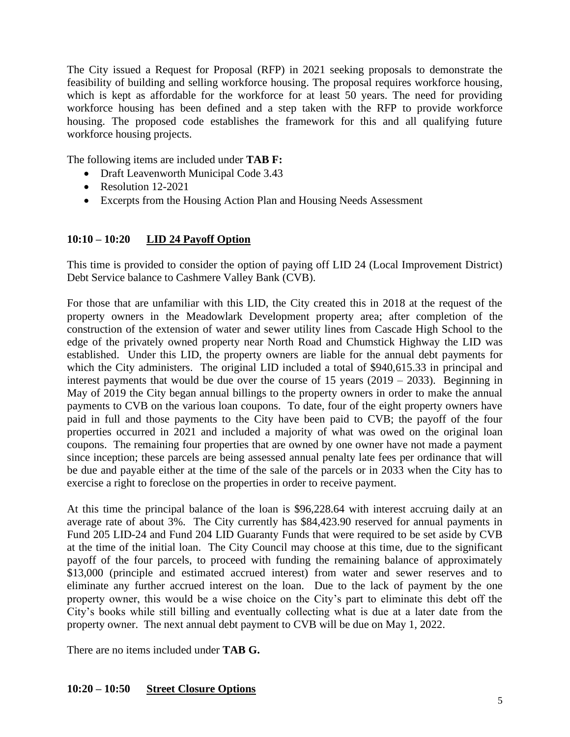The City issued a Request for Proposal (RFP) in 2021 seeking proposals to demonstrate the feasibility of building and selling workforce housing. The proposal requires workforce housing, which is kept as affordable for the workforce for at least 50 years. The need for providing workforce housing has been defined and a step taken with the RFP to provide workforce housing. The proposed code establishes the framework for this and all qualifying future workforce housing projects.

The following items are included under **TAB F:**

- Draft Leavenworth Municipal Code 3.43
- Resolution 12-2021
- Excerpts from the Housing Action Plan and Housing Needs Assessment

### 10:10 – 10:20 LID 24 Payoff Option

This time is provided to consider the option of paying off LID 24 (Local Improvement District) Debt Service balance to Cashmere Valley Bank (CVB).

For those that are unfamiliar with this LID, the City created this in 2018 at the request of the property owners in the Meadowlark Development property area; after completion of the construction of the extension of water and sewer utility lines from Cascade High School to the edge of the privately owned property near North Road and Chumstick Highway the LID was established. Under this LID, the property owners are liable for the annual debt payments for which the City administers. The original LID included a total of $940,615.33 in principal and interest payments that would be due over the course of 15 years (2019 – 2033). Beginning in May of 2019 the City began annual billings to the property owners in order to make the annual payments to CVB on the various loan coupons. To date, four of the eight property owners have paid in full and those payments to the City have been paid to CVB; the payoff of the four properties occurred in 2021 and included a majority of what was owed on the original loan coupons. The remaining four properties that are owned by one owner have not made a payment since inception; these parcels are being assessed annual penalty late fees per ordinance that will be due and payable either at the time of the sale of the parcels or in 2033 when the City has to exercise a right to foreclose on the properties in order to receive payment.

At this time the principal balance of the loan is $96,228.64 with interest accruing daily at an average rate of about 3%. The City currently has $84,423.90 reserved for annual payments in Fund 205 LID-24 and Fund 204 LID Guaranty Funds that were required to be set aside by CVB at the time of the initial loan. The City Council may choose at this time, due to the significant payoff of the four parcels, to proceed with funding the remaining balance of approximately $13,000 (principle and estimated accrued interest) from water and sewer reserves and to eliminate any further accrued interest on the loan. Due to the lack of payment by the one property owner, this would be a wise choice on the City's part to eliminate this debt off the City's books while still billing and eventually collecting what is due at a later date from the property owner. The next annual debt payment to CVB will be due on May 1, 2022.

There are no items included under **TAB G.**

### 10:20 – 10:50 Street Closure Options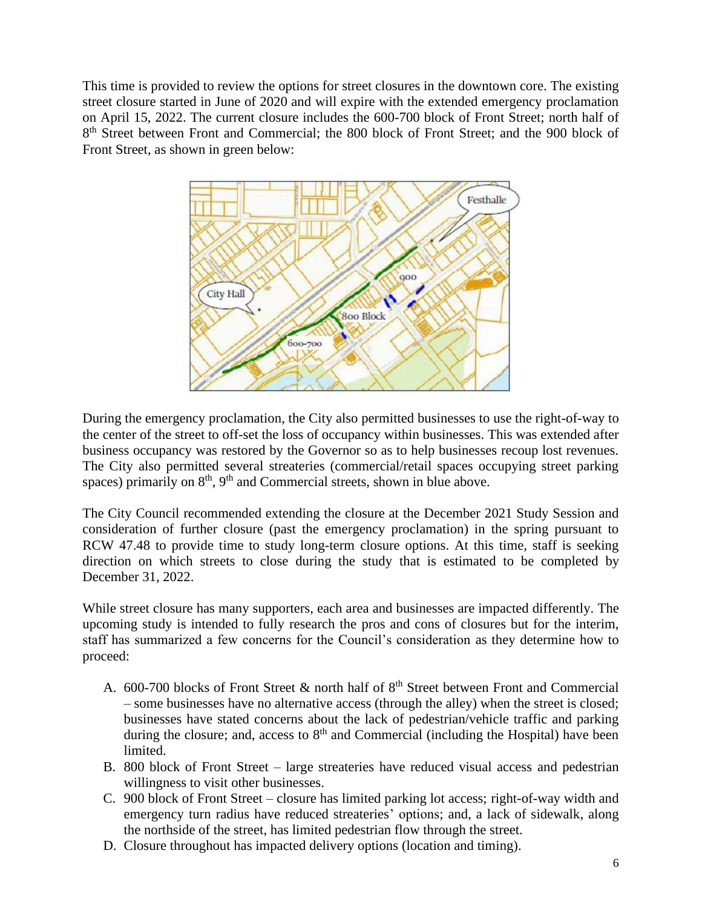This time is provided to review the options for street closures in the downtown core. The existing street closure started in June of 2020 and will expire with the extended emergency proclamation on April 15, 2022. The current closure includes the 600-700 block of Front Street; north half of 8th Street between Front and Commercial; the 800 block of Front Street; and the 900 block of Front Street, as shown in green below:

During the emergency proclamation, the City also permitted businesses to use the right-of-way to the center of the street to off-set the loss of occupancy within businesses. This was extended after business occupancy was restored by the Governor so as to help businesses recoup lost revenues. The City also permitted several streateries (commercial/retail spaces occupying street parking spaces) primarily on 8th, 9th and Commercial streets, shown in blue above.

The City Council recommended extending the closure at the December 2021 Study Session and consideration of further closure (past the emergency proclamation) in the spring pursuant to RCW 47.48 to provide time to study long-term closure options. At this time, staff is seeking direction on which streets to close during the study that is estimated to be completed by December 31, 2022.

While street closure has many supporters, each area and businesses are impacted differently. The upcoming study is intended to fully research the pros and cons of closures but for the interim, staff has summarized a few concerns for the Council's consideration as they determine how to proceed:

A. 600-700 blocks of Front Street & north half of 8th Street between Front and Commercial – some businesses have no alternative access (through the alley) when the street is closed; businesses have stated concerns about the lack of pedestrian/vehicle traffic and parking during the closure; and, access to 8th and Commercial (including the Hospital) have been limited.
B. 800 block of Front Street – large streateries have reduced visual access and pedestrian willingness to visit other businesses.
C. 900 block of Front Street – closure has limited parking lot access; right-of-way width and emergency turn radius have reduced streateries' options; and, a lack of sidewalk, along the northside of the street, has limited pedestrian flow through the street.
D. Closure throughout has impacted delivery options (location and timing).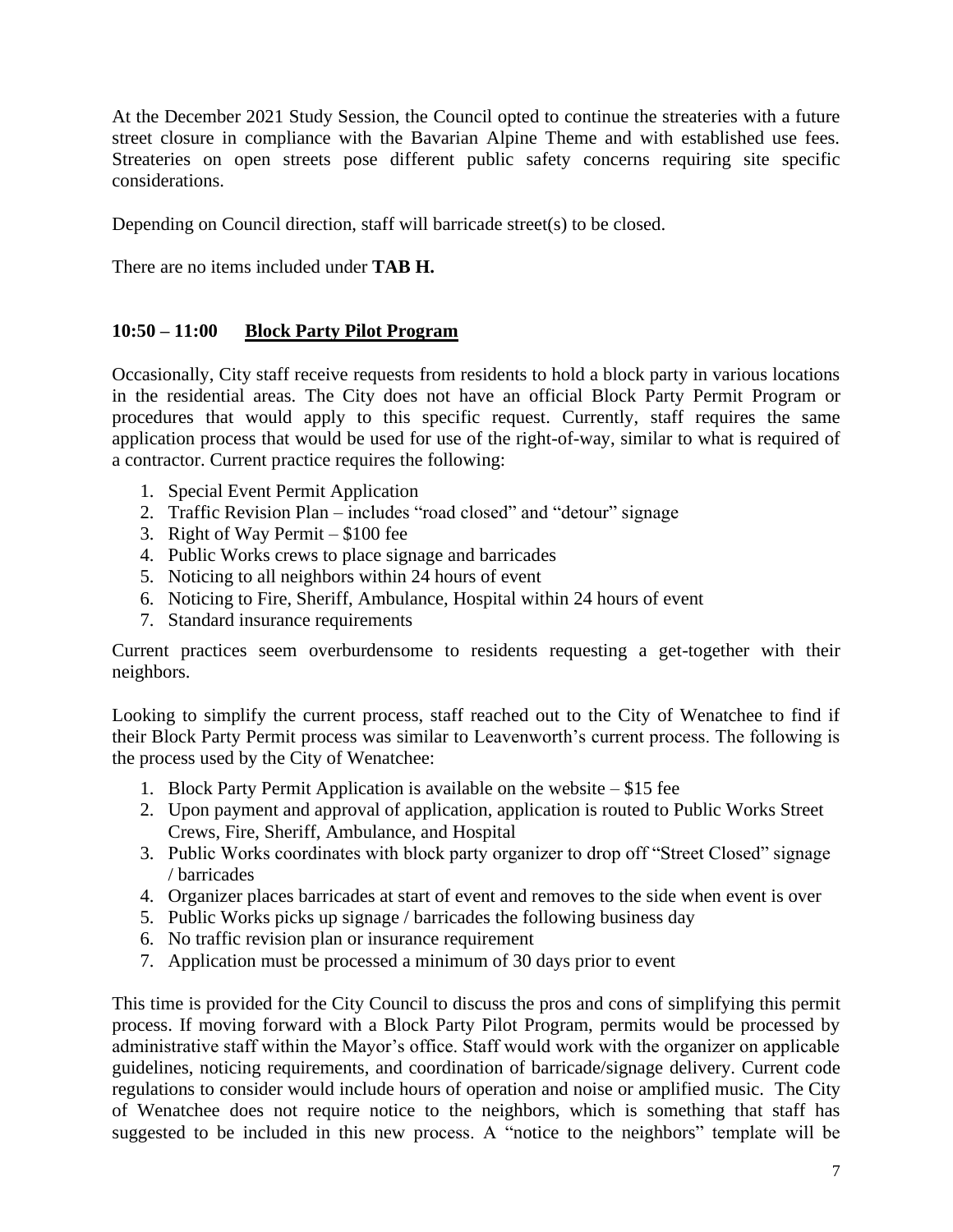At the December 2021 Study Session, the Council opted to continue the streateries with a future street closure in compliance with the Bavarian Alpine Theme and with established use fees. Streateries on open streets pose different public safety concerns requiring site specific considerations.

Depending on Council direction, staff will barricade street(s) to be closed.

There are no items included under **TAB H.**

### 10:50 – 11:00 **Block Party Pilot Program**

Occasionally, City staff receive requests from residents to hold a block party in various locations in the residential areas. The City does not have an official Block Party Permit Program or procedures that would apply to this specific request. Currently, staff requires the same application process that would be used for use of the right-of-way, similar to what is required of a contractor. Current practice requires the following:

1. Special Event Permit Application
2. Traffic Revision Plan – includes "road closed" and "detour" signage
3. Right of Way Permit – $100 fee
4. Public Works crews to place signage and barricades
5. Noticing to all neighbors within 24 hours of event
6. Noticing to Fire, Sheriff, Ambulance, Hospital within 24 hours of event
7. Standard insurance requirements

Current practices seem overburdensome to residents requesting a get-together with their neighbors.

Looking to simplify the current process, staff reached out to the City of Wenatchee to find if their Block Party Permit process was similar to Leavenworth's current process. The following is the process used by the City of Wenatchee:

1. Block Party Permit Application is available on the website – $15 fee
2. Upon payment and approval of application, application is routed to Public Works Street Crews, Fire, Sheriff, Ambulance, and Hospital
3. Public Works coordinates with block party organizer to drop off "Street Closed" signage / barricades
4. Organizer places barricades at start of event and removes to the side when event is over
5. Public Works picks up signage / barricades the following business day
6. No traffic revision plan or insurance requirement
7. Application must be processed a minimum of 30 days prior to event

This time is provided for the City Council to discuss the pros and cons of simplifying this permit process. If moving forward with a Block Party Pilot Program, permits would be processed by administrative staff within the Mayor's office. Staff would work with the organizer on applicable guidelines, noticing requirements, and coordination of barricade/signage delivery. Current code regulations to consider would include hours of operation and noise or amplified music. The City of Wenatchee does not require notice to the neighbors, which is something that staff has suggested to be included in this new process. A "notice to the neighbors" template will be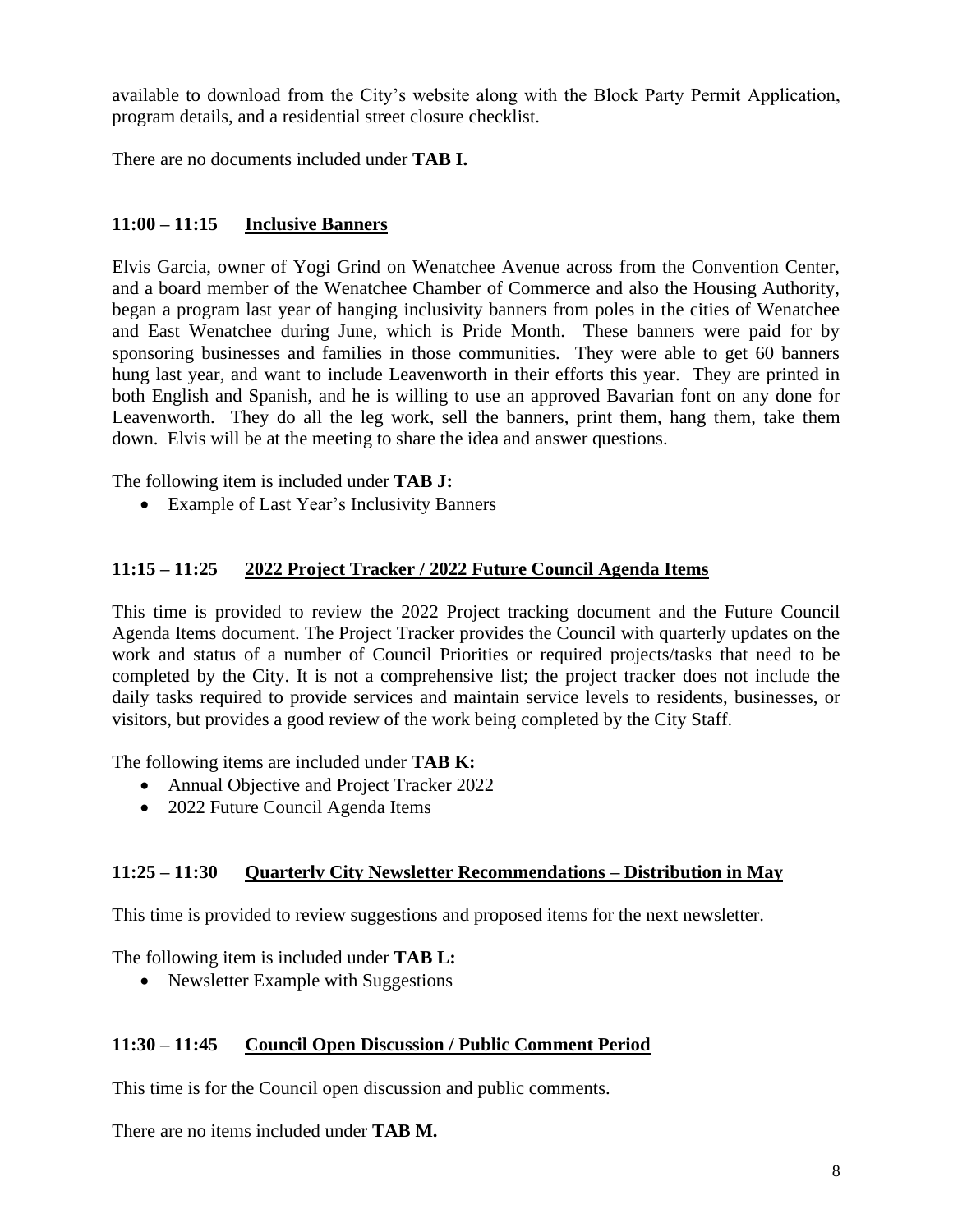available to download from the City's website along with the Block Party Permit Application, program details, and a residential street closure checklist.

There are no documents included under **TAB I.**

## **11:00 – 11:15 Inclusive Banners**

Elvis Garcia, owner of Yogi Grind on Wenatchee Avenue across from the Convention Center, and a board member of the Wenatchee Chamber of Commerce and also the Housing Authority, began a program last year of hanging inclusivity banners from poles in the cities of Wenatchee and East Wenatchee during June, which is Pride Month. These banners were paid for by sponsoring businesses and families in those communities. They were able to get 60 banners hung last year, and want to include Leavenworth in their efforts this year. They are printed in both English and Spanish, and he is willing to use an approved Bavarian font on any done for Leavenworth. They do all the leg work, sell the banners, print them, hang them, take them down. Elvis will be at the meeting to share the idea and answer questions.

The following item is included under **TAB J:**

- Example of Last Year's Inclusivity Banners

## **11:15 – 11:25 2022 Project Tracker / 2022 Future Council Agenda Items**

This time is provided to review the 2022 Project tracking document and the Future Council Agenda Items document. The Project Tracker provides the Council with quarterly updates on the work and status of a number of Council Priorities or required projects/tasks that need to be completed by the City. It is not a comprehensive list; the project tracker does not include the daily tasks required to provide services and maintain service levels to residents, businesses, or visitors, but provides a good review of the work being completed by the City Staff.

The following items are included under **TAB K:**

- Annual Objective and Project Tracker 2022
- 2022 Future Council Agenda Items

## **11:25 – 11:30 Quarterly City Newsletter Recommendations – Distribution in May**

This time is provided to review suggestions and proposed items for the next newsletter.

The following item is included under **TAB L:**

- Newsletter Example with Suggestions

## **11:30 – 11:45 Council Open Discussion / Public Comment Period**

This time is for the Council open discussion and public comments.

There are no items included under **TAB M.**